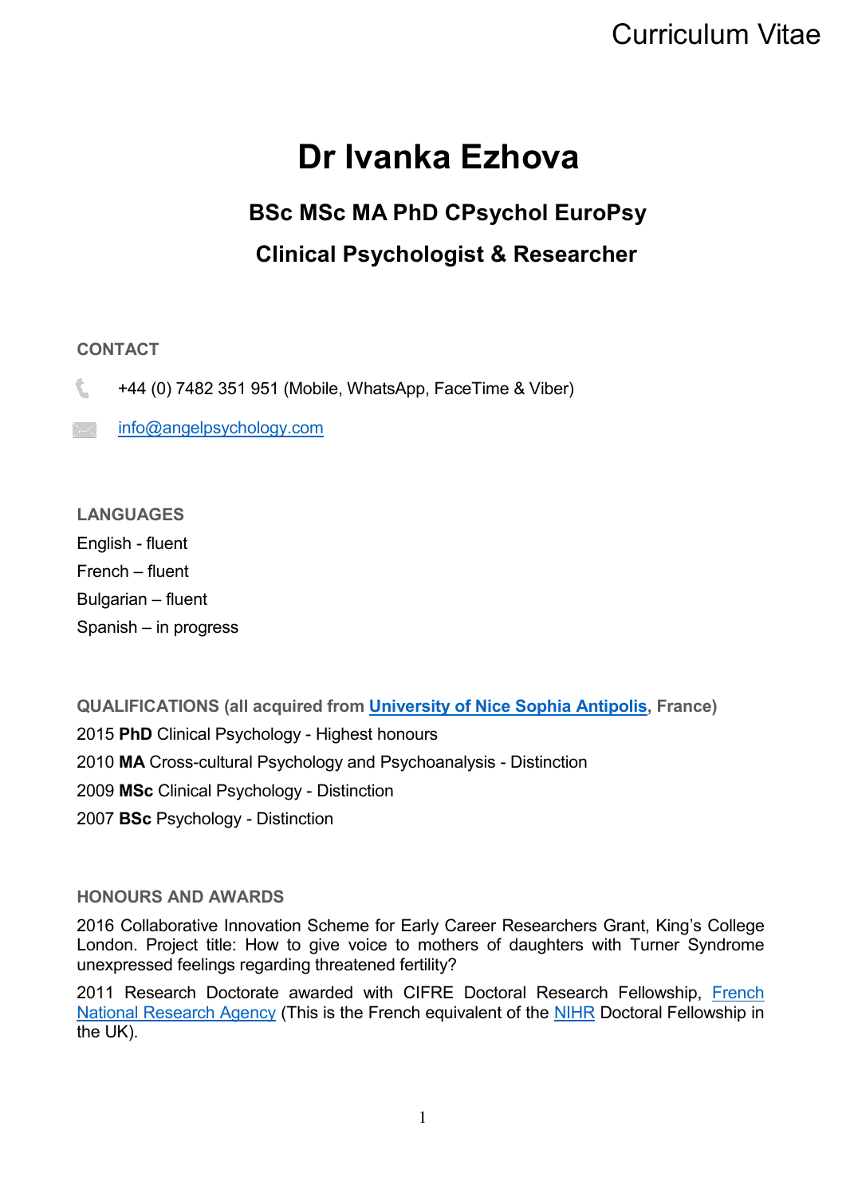# Curriculum Vitae

# Dr Ivanka Ezhova

## BSc MSc MA PhD CPsychol EuroPsy

## Clinical Psychologist & Researcher

### CONTACT

+44 (0) 7482 351 951 (Mobile, WhatsApp, FaceTime & Viber)

info@angelpsychology.com

### LANGUAGES

English - fluent

French – fluent

Bulgarian – fluent

Spanish – in progress

### QUALIFICATIONS (all acquired from University of Nice Sophia Antipolis, France)

2015 **PhD** Clinical Psychology - Highest honours

2010 **MA** Cross-cultural Psychology and Psychoanalysis - Distinction

2009 **MSc** Clinical Psychology - Distinction

2007 **BSc** Psychology - Distinction

### HONOURS AND AWARDS

2016 Collaborative Innovation Scheme for Early Career Researchers Grant, King's College London. Project title: How to give voice to mothers of daughters with Turner Syndrome unexpressed feelings regarding threatened fertility?

2011 Research Doctorate awarded with CIFRE Doctoral Research Fellowship, French National Research Agency (This is the French equivalent of the NIHR Doctoral Fellowship in the UK).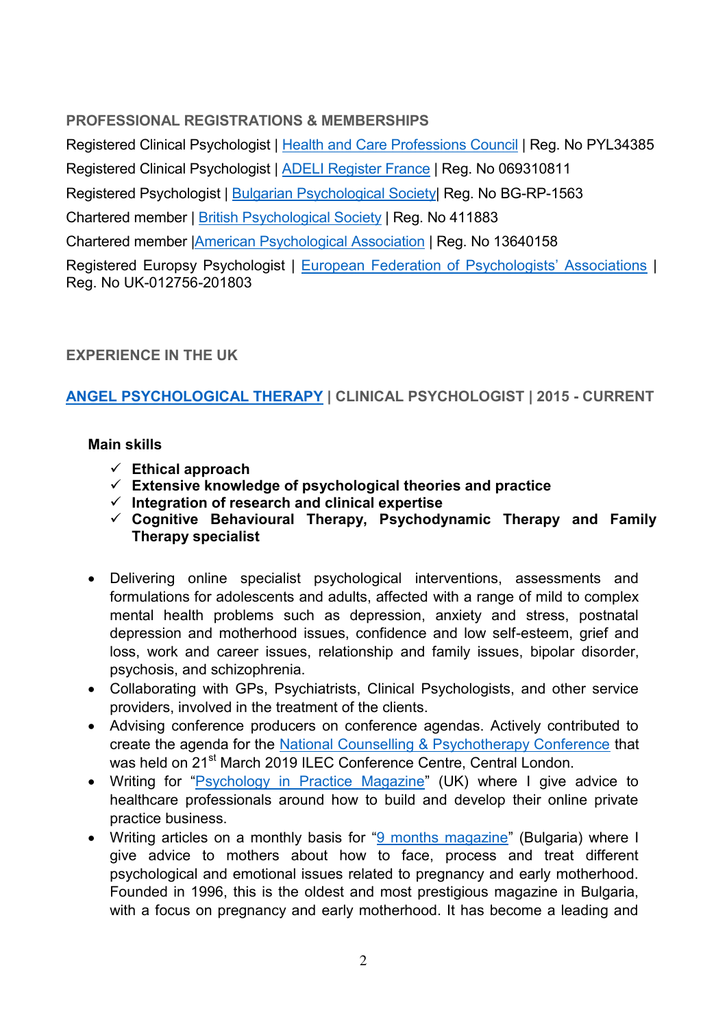## PROFESSIONAL REGISTRATIONS & MEMBERSHIPS

Registered Clinical Psychologist | Health and Care Professions Council | Reg. No PYL34385

Registered Clinical Psychologist | ADELI Register France | Reg. No 069310811

Registered Psychologist | Bulgarian Psychological Society| Reg. No BG-RP-1563

Chartered member | British Psychological Society | Reg. No 411883

Chartered member |American Psychological Association | Reg. No 13640158

Registered Europsy Psychologist | European Federation of Psychologists' Associations | Reg. No UK-012756-201803

## EXPERIENCE IN THE UK

### ANGEL PSYCHOLOGICAL THERAPY | CLINICAL PSYCHOLOGIST | 2015 - CURRENT

**Main skills**

- ✓ **Ethical approach**
- ✓ **Extensive knowledge of psychological theories and practice**
- ✓ **Integration of research and clinical expertise**
- ✓ **Cognitive Behavioural Therapy, Psychodynamic Therapy and Family Therapy specialist**

- Delivering online specialist psychological interventions, assessments and formulations for adolescents and adults, affected with a range of mild to complex mental health problems such as depression, anxiety and stress, postnatal depression and motherhood issues, confidence and low self-esteem, grief and loss, work and career issues, relationship and family issues, bipolar disorder, psychosis, and schizophrenia.
- Collaborating with GPs, Psychiatrists, Clinical Psychologists, and other service providers, involved in the treatment of the clients.
- Advising conference producers on conference agendas. Actively contributed to create the agenda for the National Counselling & Psychotherapy Conference that was held on 21st March 2019 ILEC Conference Centre, Central London.
- Writing for "Psychology in Practice Magazine" (UK) where I give advice to healthcare professionals around how to build and develop their online private practice business.
- Writing articles on a monthly basis for "9 months magazine" (Bulgaria) where I give advice to mothers about how to face, process and treat different psychological and emotional issues related to pregnancy and early motherhood. Founded in 1996, this is the oldest and most prestigious magazine in Bulgaria, with a focus on pregnancy and early motherhood. It has become a leading and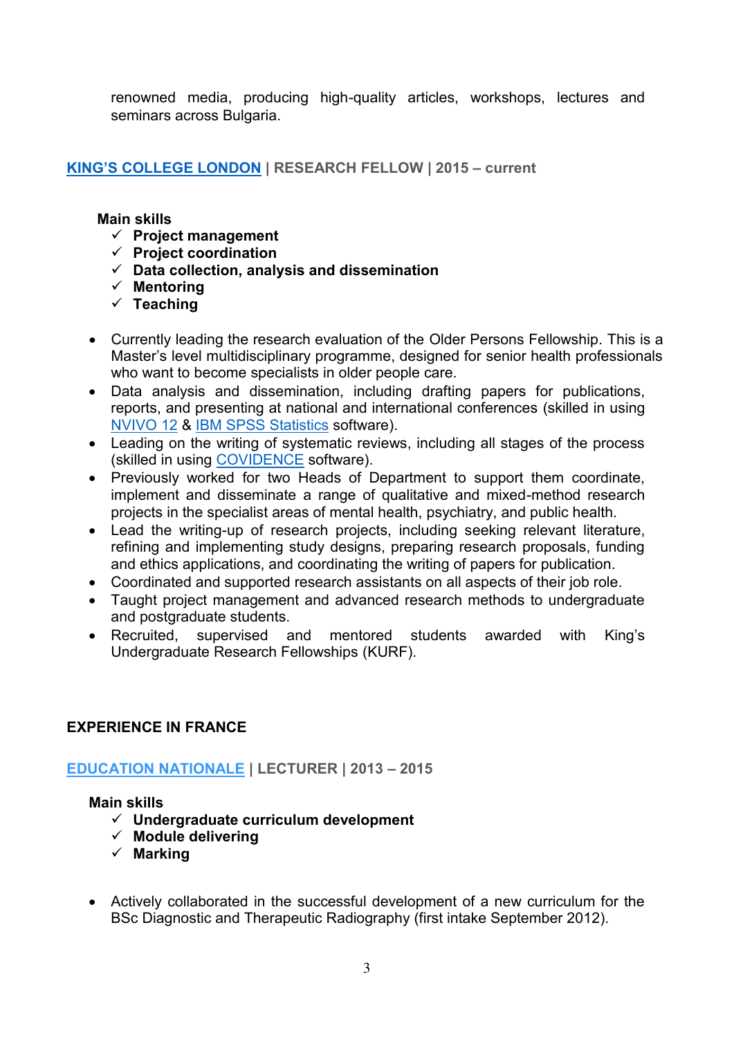renowned media, producing high-quality articles, workshops, lectures and seminars across Bulgaria.

### KING'S COLLEGE LONDON | RESEARCH FELLOW | 2015 – current

**Main skills**

- ✓ **Project management**
- ✓ **Project coordination**
- ✓ **Data collection, analysis and dissemination**
- ✓ **Mentoring**
- ✓ **Teaching**

- Currently leading the research evaluation of the Older Persons Fellowship. This is a Master's level multidisciplinary programme, designed for senior health professionals who want to become specialists in older people care.
- Data analysis and dissemination, including drafting papers for publications, reports, and presenting at national and international conferences (skilled in using NVIVO 12 & IBM SPSS Statistics software).
- Leading on the writing of systematic reviews, including all stages of the process (skilled in using COVIDENCE software).
- Previously worked for two Heads of Department to support them coordinate, implement and disseminate a range of qualitative and mixed-method research projects in the specialist areas of mental health, psychiatry, and public health.
- Lead the writing-up of research projects, including seeking relevant literature, refining and implementing study designs, preparing research proposals, funding and ethics applications, and coordinating the writing of papers for publication.
- Coordinated and supported research assistants on all aspects of their job role.
- Taught project management and advanced research methods to undergraduate and postgraduate students.
- Recruited, supervised and mentored students awarded with King's Undergraduate Research Fellowships (KURF).

## EXPERIENCE IN FRANCE

### EDUCATION NATIONALE | LECTURER | 2013 – 2015

**Main skills**

- ✓ **Undergraduate curriculum development**
- ✓ **Module delivering**
- ✓ **Marking**

- Actively collaborated in the successful development of a new curriculum for the BSc Diagnostic and Therapeutic Radiography (first intake September 2012).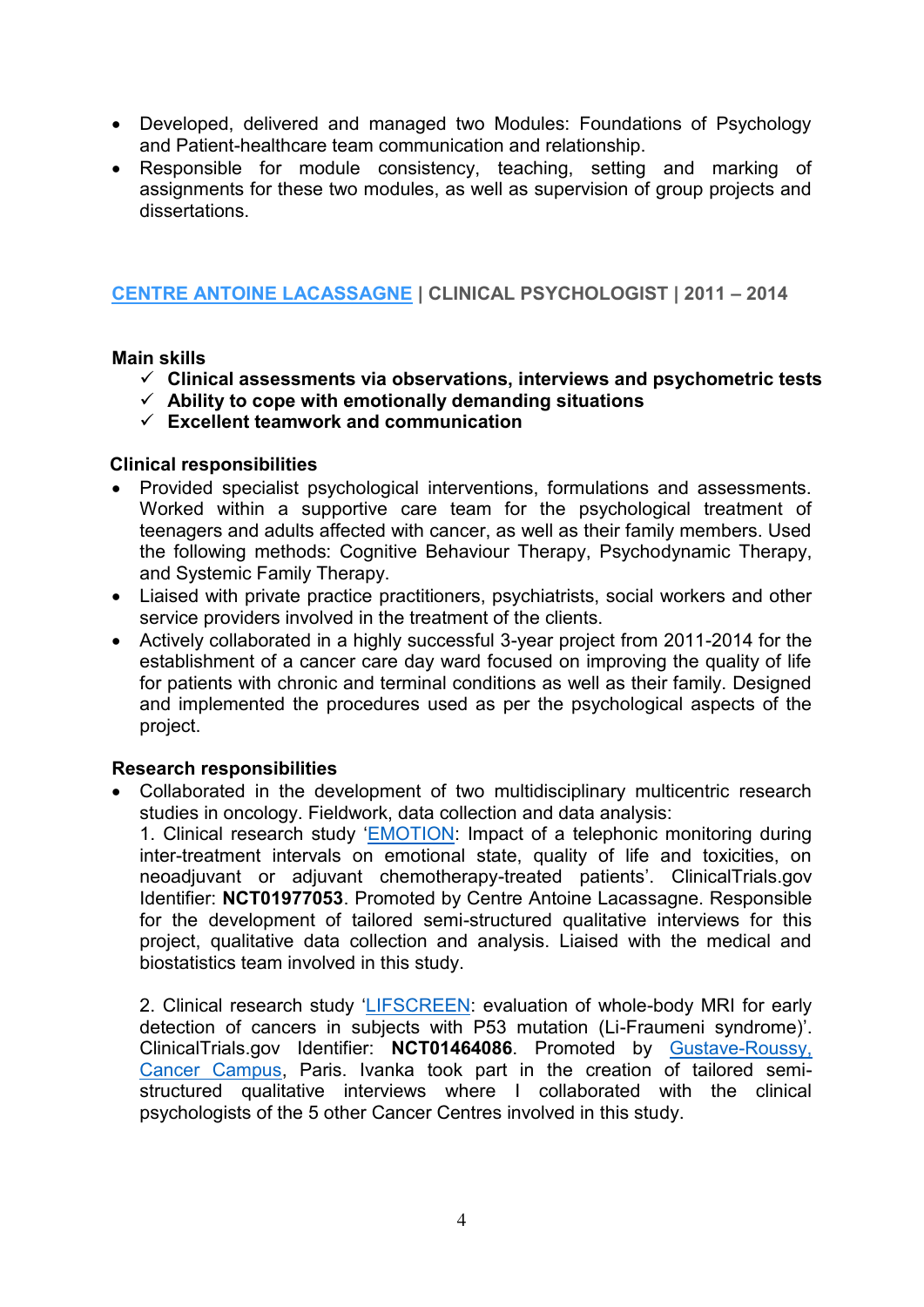- Developed, delivered and managed two Modules: Foundations of Psychology and Patient-healthcare team communication and relationship.
- Responsible for module consistency, teaching, setting and marking of assignments for these two modules, as well as supervision of group projects and dissertations.

## CENTRE ANTOINE LACASSAGNE | CLINICAL PSYCHOLOGIST | 2011 – 2014

**Main skills**

- ✓ **Clinical assessments via observations, interviews and psychometric tests**
- ✓ **Ability to cope with emotionally demanding situations**
- ✓ **Excellent teamwork and communication**

**Clinical responsibilities**

- Provided specialist psychological interventions, formulations and assessments. Worked within a supportive care team for the psychological treatment of teenagers and adults affected with cancer, as well as their family members. Used the following methods: Cognitive Behaviour Therapy, Psychodynamic Therapy, and Systemic Family Therapy.
- Liaised with private practice practitioners, psychiatrists, social workers and other service providers involved in the treatment of the clients.
- Actively collaborated in a highly successful 3-year project from 2011-2014 for the establishment of a cancer care day ward focused on improving the quality of life for patients with chronic and terminal conditions as well as their family. Designed and implemented the procedures used as per the psychological aspects of the project.

**Research responsibilities**

- Collaborated in the development of two multidisciplinary multicentric research studies in oncology. Fieldwork, data collection and data analysis:

  1. Clinical research study 'EMOTION: Impact of a telephonic monitoring during inter-treatment intervals on emotional state, quality of life and toxicities, on neoadjuvant or adjuvant chemotherapy-treated patients'. ClinicalTrials.gov Identifier: **NCT01977053**. Promoted by Centre Antoine Lacassagne. Responsible for the development of tailored semi-structured qualitative interviews for this project, qualitative data collection and analysis. Liaised with the medical and biostatistics team involved in this study.

  2. Clinical research study 'LIFSCREEN: evaluation of whole-body MRI for early detection of cancers in subjects with P53 mutation (Li-Fraumeni syndrome)'. ClinicalTrials.gov Identifier: **NCT01464086**. Promoted by Gustave-Roussy, Cancer Campus, Paris. Ivanka took part in the creation of tailored semi-structured qualitative interviews where I collaborated with the clinical psychologists of the 5 other Cancer Centres involved in this study.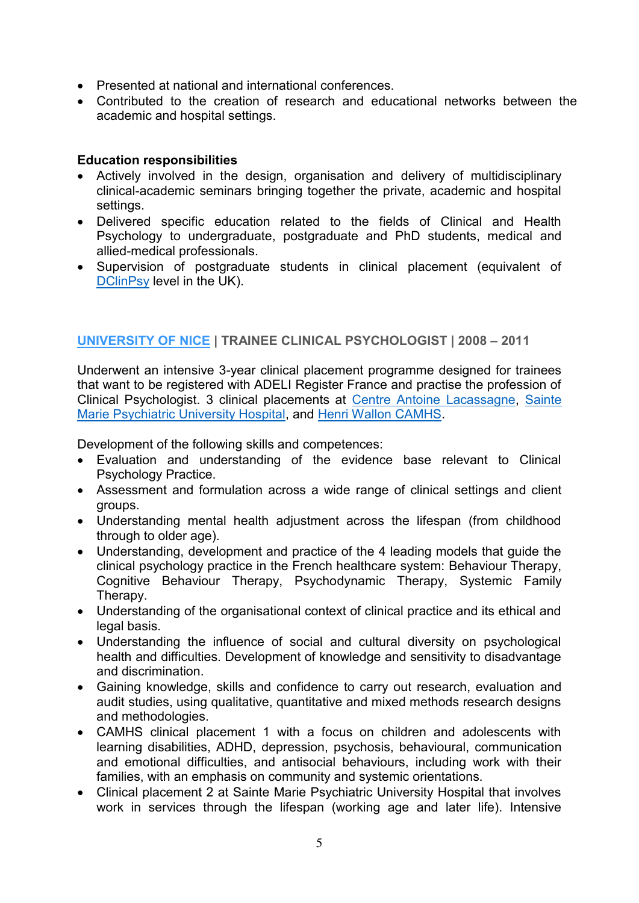- Presented at national and international conferences.
- Contributed to the creation of research and educational networks between the academic and hospital settings.

**Education responsibilities**

- Actively involved in the design, organisation and delivery of multidisciplinary clinical-academic seminars bringing together the private, academic and hospital settings.
- Delivered specific education related to the fields of Clinical and Health Psychology to undergraduate, postgraduate and PhD students, medical and allied-medical professionals.
- Supervision of postgraduate students in clinical placement (equivalent of DClinPsy level in the UK).

### UNIVERSITY OF NICE | TRAINEE CLINICAL PSYCHOLOGIST | 2008 – 2011

Underwent an intensive 3-year clinical placement programme designed for trainees that want to be registered with ADELI Register France and practise the profession of Clinical Psychologist. 3 clinical placements at Centre Antoine Lacassagne, Sainte Marie Psychiatric University Hospital, and Henri Wallon CAMHS.

Development of the following skills and competences:

- Evaluation and understanding of the evidence base relevant to Clinical Psychology Practice.
- Assessment and formulation across a wide range of clinical settings and client groups.
- Understanding mental health adjustment across the lifespan (from childhood through to older age).
- Understanding, development and practice of the 4 leading models that guide the clinical psychology practice in the French healthcare system: Behaviour Therapy, Cognitive Behaviour Therapy, Psychodynamic Therapy, Systemic Family Therapy.
- Understanding of the organisational context of clinical practice and its ethical and legal basis.
- Understanding the influence of social and cultural diversity on psychological health and difficulties. Development of knowledge and sensitivity to disadvantage and discrimination.
- Gaining knowledge, skills and confidence to carry out research, evaluation and audit studies, using qualitative, quantitative and mixed methods research designs and methodologies.
- CAMHS clinical placement 1 with a focus on children and adolescents with learning disabilities, ADHD, depression, psychosis, behavioural, communication and emotional difficulties, and antisocial behaviours, including work with their families, with an emphasis on community and systemic orientations.
- Clinical placement 2 at Sainte Marie Psychiatric University Hospital that involves work in services through the lifespan (working age and later life). Intensive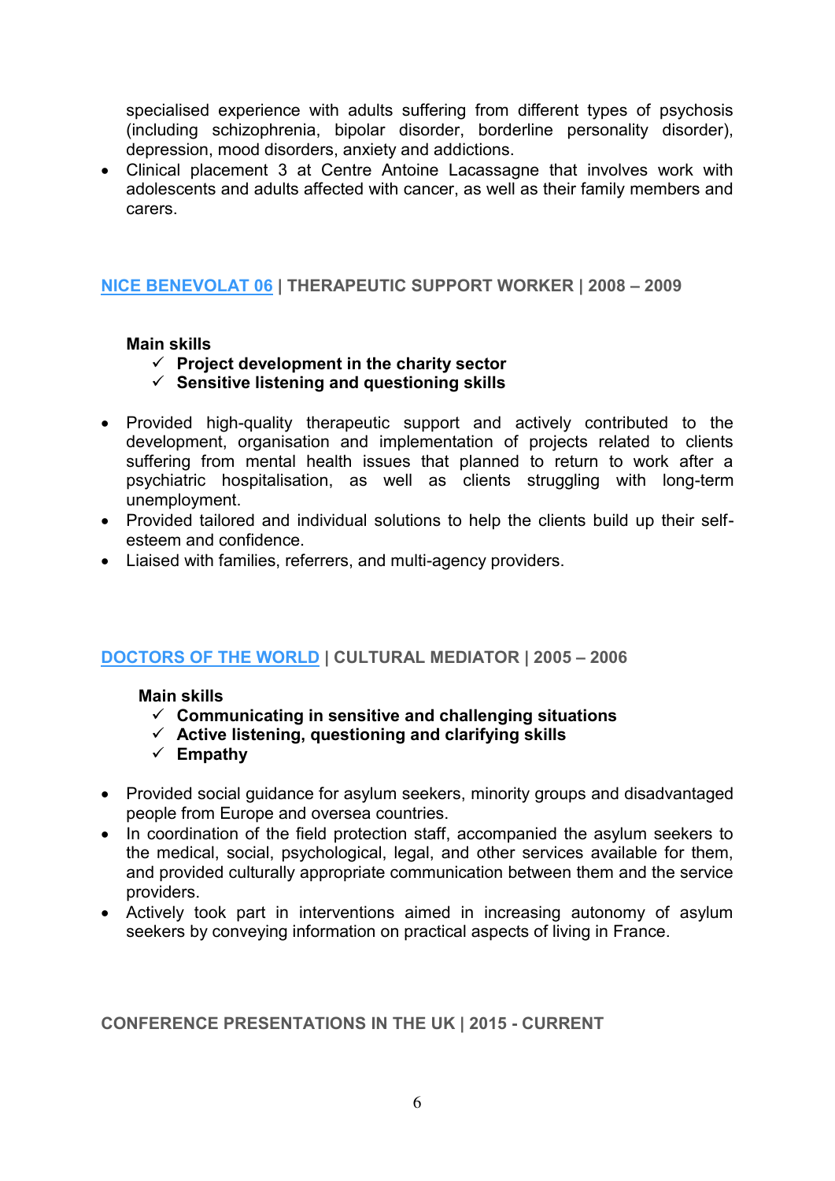specialised experience with adults suffering from different types of psychosis (including schizophrenia, bipolar disorder, borderline personality disorder), depression, mood disorders, anxiety and addictions.

- Clinical placement 3 at Centre Antoine Lacassagne that involves work with adolescents and adults affected with cancer, as well as their family members and carers.

## NICE BENEVOLAT 06 | THERAPEUTIC SUPPORT WORKER | 2008 – 2009

**Main skills**

- ✓ **Project development in the charity sector**
- ✓ **Sensitive listening and questioning skills**

- Provided high-quality therapeutic support and actively contributed to the development, organisation and implementation of projects related to clients suffering from mental health issues that planned to return to work after a psychiatric hospitalisation, as well as clients struggling with long-term unemployment.
- Provided tailored and individual solutions to help the clients build up their self-esteem and confidence.
- Liaised with families, referrers, and multi-agency providers.

## DOCTORS OF THE WORLD | CULTURAL MEDIATOR | 2005 – 2006

**Main skills**

- ✓ **Communicating in sensitive and challenging situations**
- ✓ **Active listening, questioning and clarifying skills**
- ✓ **Empathy**

- Provided social guidance for asylum seekers, minority groups and disadvantaged people from Europe and oversea countries.
- In coordination of the field protection staff, accompanied the asylum seekers to the medical, social, psychological, legal, and other services available for them, and provided culturally appropriate communication between them and the service providers.
- Actively took part in interventions aimed in increasing autonomy of asylum seekers by conveying information on practical aspects of living in France.

## CONFERENCE PRESENTATIONS IN THE UK | 2015 - CURRENT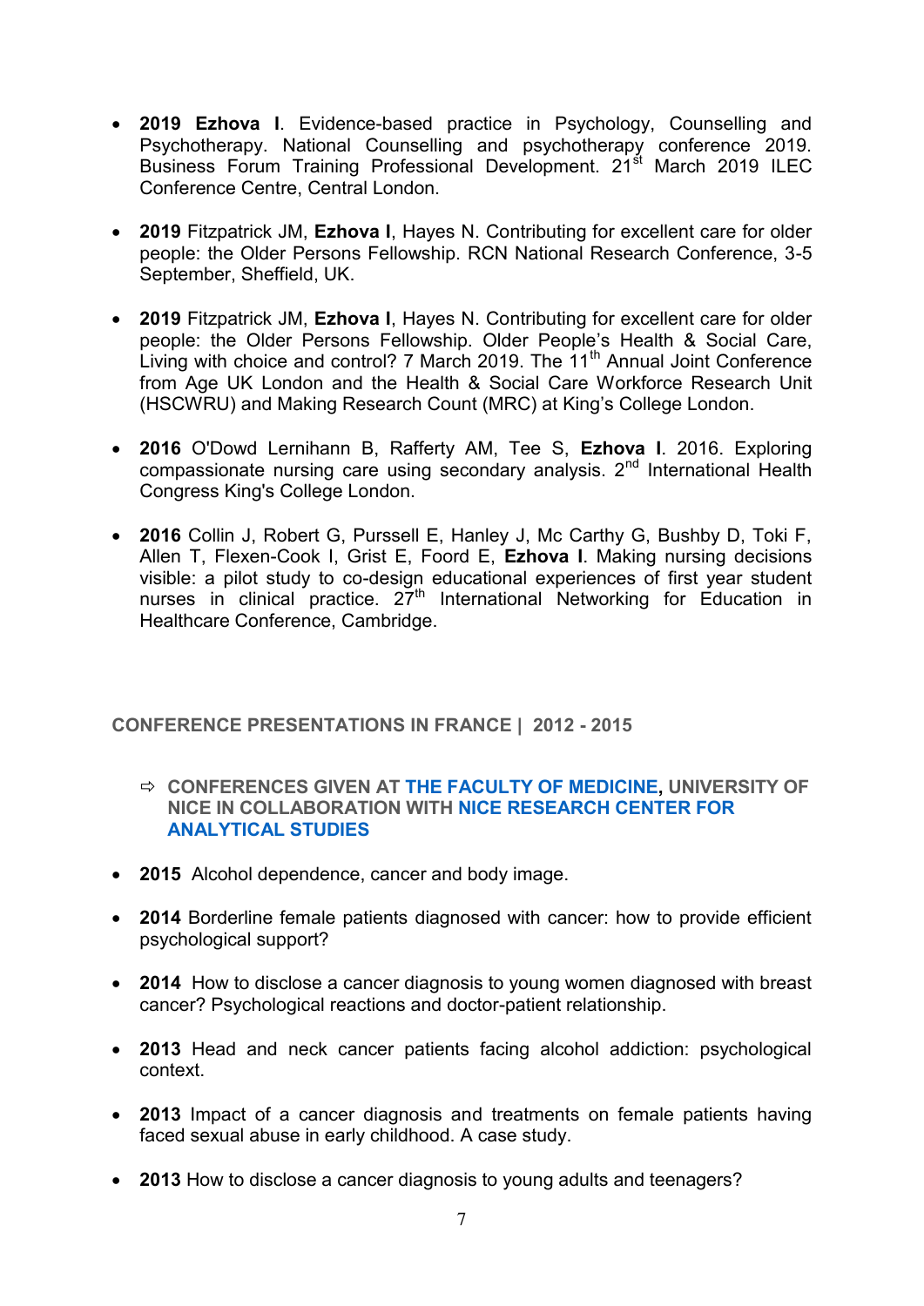- **2019 Ezhova I**. Evidence-based practice in Psychology, Counselling and Psychotherapy. National Counselling and psychotherapy conference 2019. Business Forum Training Professional Development. 21st March 2019 ILEC Conference Centre, Central London.

- **2019** Fitzpatrick JM, **Ezhova I**, Hayes N. Contributing for excellent care for older people: the Older Persons Fellowship. RCN National Research Conference, 3-5 September, Sheffield, UK.

- **2019** Fitzpatrick JM, **Ezhova I**, Hayes N. Contributing for excellent care for older people: the Older Persons Fellowship. Older People's Health & Social Care, Living with choice and control? 7 March 2019. The 11th Annual Joint Conference from Age UK London and the Health & Social Care Workforce Research Unit (HSCWRU) and Making Research Count (MRC) at King's College London.

- **2016** O'Dowd Lernihann B, Rafferty AM, Tee S, **Ezhova I**. 2016. Exploring compassionate nursing care using secondary analysis. 2nd International Health Congress King's College London.

- **2016** Collin J, Robert G, Purssell E, Hanley J, Mc Carthy G, Bushby D, Toki F, Allen T, Flexen-Cook I, Grist E, Foord E, **Ezhova I**. Making nursing decisions visible: a pilot study to co-design educational experiences of first year student nurses in clinical practice. 27th International Networking for Education in Healthcare Conference, Cambridge.

## CONFERENCE PRESENTATIONS IN FRANCE | 2012 - 2015

### ⇨ CONFERENCES GIVEN AT THE FACULTY OF MEDICINE, UNIVERSITY OF NICE IN COLLABORATION WITH NICE RESEARCH CENTER FOR ANALYTICAL STUDIES

- **2015** Alcohol dependence, cancer and body image.

- **2014** Borderline female patients diagnosed with cancer: how to provide efficient psychological support?

- **2014** How to disclose a cancer diagnosis to young women diagnosed with breast cancer? Psychological reactions and doctor-patient relationship.

- **2013** Head and neck cancer patients facing alcohol addiction: psychological context.

- **2013** Impact of a cancer diagnosis and treatments on female patients having faced sexual abuse in early childhood. A case study.

- **2013** How to disclose a cancer diagnosis to young adults and teenagers?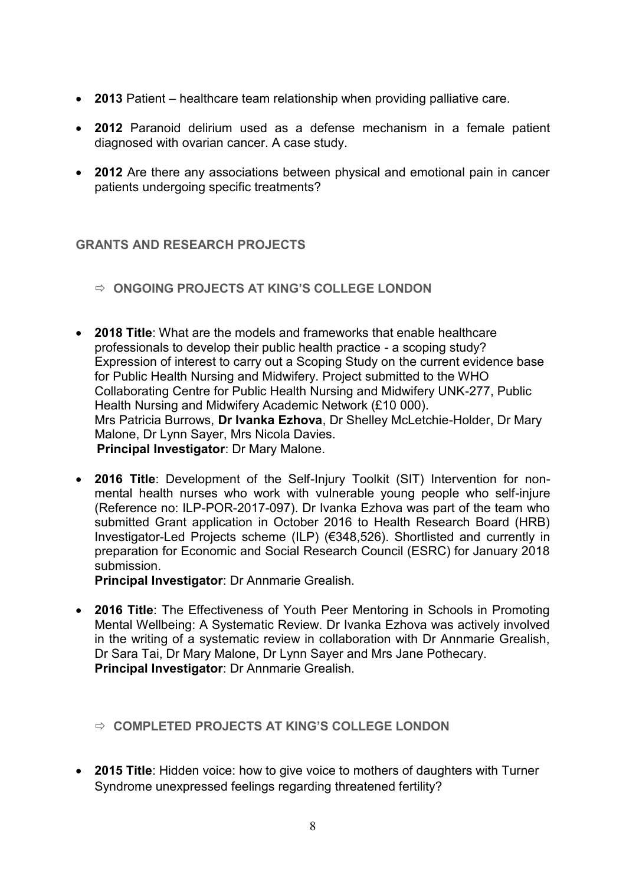- **2013** Patient – healthcare team relationship when providing palliative care.
- **2012** Paranoid delirium used as a defense mechanism in a female patient diagnosed with ovarian cancer. A case study.
- **2012** Are there any associations between physical and emotional pain in cancer patients undergoing specific treatments?

## GRANTS AND RESEARCH PROJECTS

### ⇨ ONGOING PROJECTS AT KING'S COLLEGE LONDON

- **2018 Title**: What are the models and frameworks that enable healthcare professionals to develop their public health practice - a scoping study? Expression of interest to carry out a Scoping Study on the current evidence base for Public Health Nursing and Midwifery. Project submitted to the WHO Collaborating Centre for Public Health Nursing and Midwifery UNK-277, Public Health Nursing and Midwifery Academic Network (£10 000).
  Mrs Patricia Burrows, **Dr Ivanka Ezhova**, Dr Shelley McLetchie-Holder, Dr Mary Malone, Dr Lynn Sayer, Mrs Nicola Davies.
  **Principal Investigator**: Dr Mary Malone.
- **2016 Title**: Development of the Self-Injury Toolkit (SIT) Intervention for non-mental health nurses who work with vulnerable young people who self-injure (Reference no: ILP-POR-2017-097). Dr Ivanka Ezhova was part of the team who submitted Grant application in October 2016 to Health Research Board (HRB) Investigator-Led Projects scheme (ILP) (€348,526). Shortlisted and currently in preparation for Economic and Social Research Council (ESRC) for January 2018 submission.
  **Principal Investigator**: Dr Annmarie Grealish.
- **2016 Title**: The Effectiveness of Youth Peer Mentoring in Schools in Promoting Mental Wellbeing: A Systematic Review. Dr Ivanka Ezhova was actively involved in the writing of a systematic review in collaboration with Dr Annmarie Grealish, Dr Sara Tai, Dr Mary Malone, Dr Lynn Sayer and Mrs Jane Pothecary.
  **Principal Investigator**: Dr Annmarie Grealish.

### ⇨ COMPLETED PROJECTS AT KING'S COLLEGE LONDON

- **2015 Title**: Hidden voice: how to give voice to mothers of daughters with Turner Syndrome unexpressed feelings regarding threatened fertility?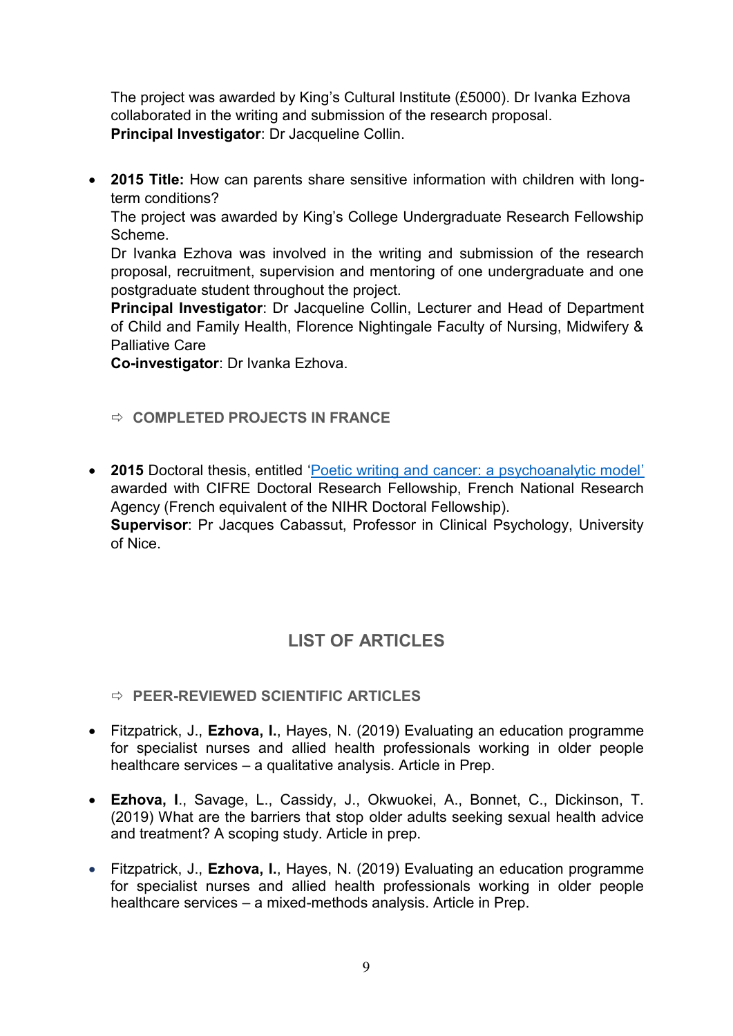The project was awarded by King's Cultural Institute (£5000). Dr Ivanka Ezhova collaborated in the writing and submission of the research proposal.
**Principal Investigator**: Dr Jacqueline Collin.

- **2015 Title:** How can parents share sensitive information with children with long-term conditions?
  The project was awarded by King's College Undergraduate Research Fellowship Scheme.
  Dr Ivanka Ezhova was involved in the writing and submission of the research proposal, recruitment, supervision and mentoring of one undergraduate and one postgraduate student throughout the project.
  **Principal Investigator**: Dr Jacqueline Collin, Lecturer and Head of Department of Child and Family Health, Florence Nightingale Faculty of Nursing, Midwifery & Palliative Care
  **Co-investigator**: Dr Ivanka Ezhova.

### ⇨ COMPLETED PROJECTS IN FRANCE

- **2015** Doctoral thesis, entitled '[Poetic writing and cancer: a psychoanalytic model'](#) awarded with CIFRE Doctoral Research Fellowship, French National Research Agency (French equivalent of the NIHR Doctoral Fellowship).
  **Supervisor**: Pr Jacques Cabassut, Professor in Clinical Psychology, University of Nice.

## LIST OF ARTICLES

### ⇨ PEER-REVIEWED SCIENTIFIC ARTICLES

- Fitzpatrick, J., **Ezhova, I.**, Hayes, N. (2019) Evaluating an education programme for specialist nurses and allied health professionals working in older people healthcare services – a qualitative analysis. Article in Prep.
- **Ezhova, I**., Savage, L., Cassidy, J., Okwuokei, A., Bonnet, C., Dickinson, T. (2019) What are the barriers that stop older adults seeking sexual health advice and treatment? A scoping study. Article in prep.
- Fitzpatrick, J., **Ezhova, I.**, Hayes, N. (2019) Evaluating an education programme for specialist nurses and allied health professionals working in older people healthcare services – a mixed-methods analysis. Article in Prep.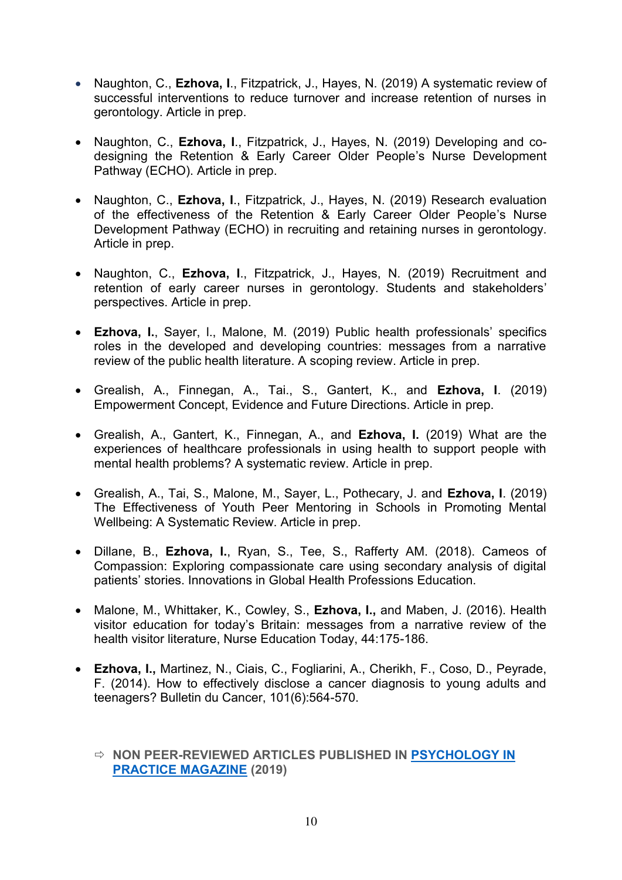- Naughton, C., **Ezhova, I**., Fitzpatrick, J., Hayes, N. (2019) A systematic review of successful interventions to reduce turnover and increase retention of nurses in gerontology. Article in prep.

- Naughton, C., **Ezhova, I**., Fitzpatrick, J., Hayes, N. (2019) Developing and co-designing the Retention & Early Career Older People's Nurse Development Pathway (ECHO). Article in prep.

- Naughton, C., **Ezhova, I**., Fitzpatrick, J., Hayes, N. (2019) Research evaluation of the effectiveness of the Retention & Early Career Older People's Nurse Development Pathway (ECHO) in recruiting and retaining nurses in gerontology. Article in prep.

- Naughton, C., **Ezhova, I**., Fitzpatrick, J., Hayes, N. (2019) Recruitment and retention of early career nurses in gerontology. Students and stakeholders' perspectives. Article in prep.

- **Ezhova, I.**, Sayer, I., Malone, M. (2019) Public health professionals' specifics roles in the developed and developing countries: messages from a narrative review of the public health literature. A scoping review. Article in prep.

- Grealish, A., Finnegan, A., Tai., S., Gantert, K., and **Ezhova, I**. (2019) Empowerment Concept, Evidence and Future Directions. Article in prep.

- Grealish, A., Gantert, K., Finnegan, A., and **Ezhova, I.** (2019) What are the experiences of healthcare professionals in using health to support people with mental health problems? A systematic review. Article in prep.

- Grealish, A., Tai, S., Malone, M., Sayer, L., Pothecary, J. and **Ezhova, I**. (2019) The Effectiveness of Youth Peer Mentoring in Schools in Promoting Mental Wellbeing: A Systematic Review. Article in prep.

- Dillane, B., **Ezhova, I.**, Ryan, S., Tee, S., Rafferty AM. (2018). Cameos of Compassion: Exploring compassionate care using secondary analysis of digital patients' stories. Innovations in Global Health Professions Education.

- Malone, M., Whittaker, K., Cowley, S., **Ezhova, I.,** and Maben, J. (2016). Health visitor education for today's Britain: messages from a narrative review of the health visitor literature, Nurse Education Today, 44:175-186.

- **Ezhova, I.,** Martinez, N., Ciais, C., Fogliarini, A., Cherikh, F., Coso, D., Peyrade, F. (2014). How to effectively disclose a cancer diagnosis to young adults and teenagers? Bulletin du Cancer, 101(6):564-570.

⇨ **NON PEER-REVIEWED ARTICLES PUBLISHED IN PSYCHOLOGY IN PRACTICE MAGAZINE (2019)**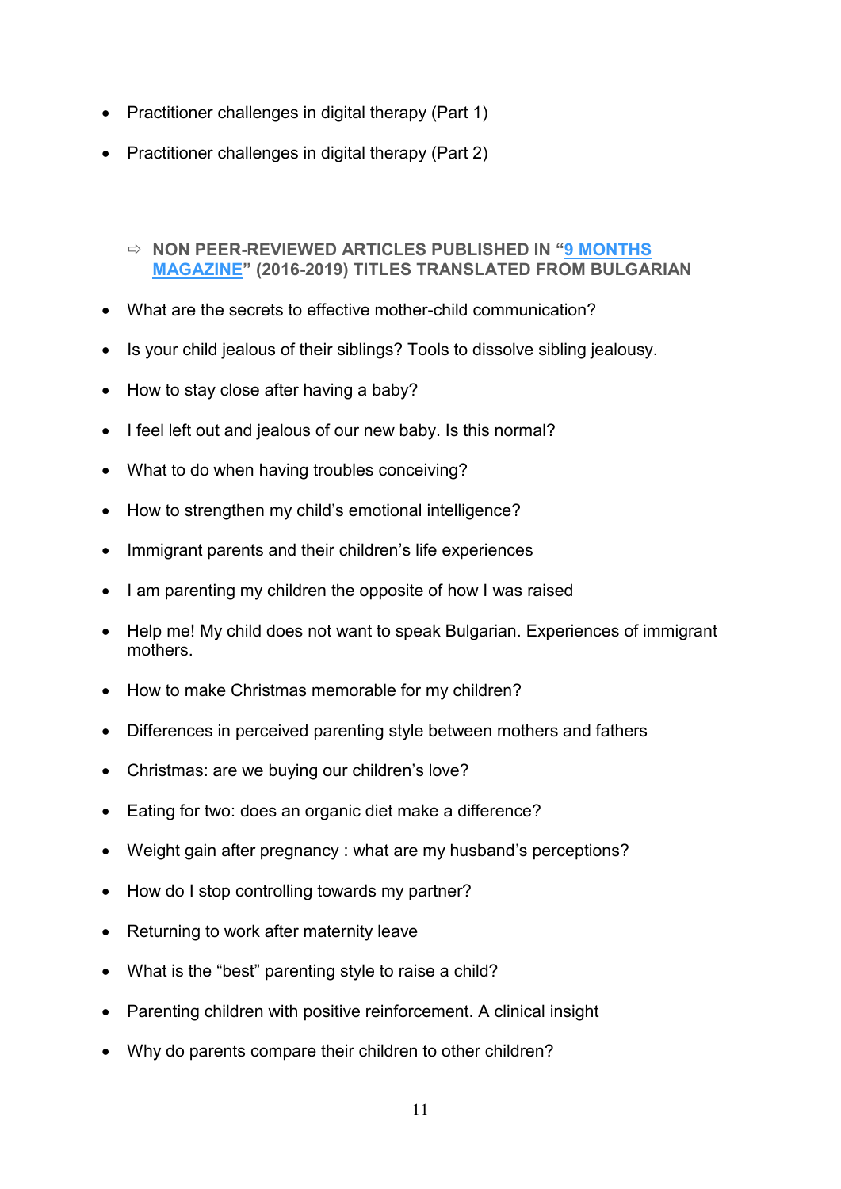- Practitioner challenges in digital therapy (Part 1)
- Practitioner challenges in digital therapy (Part 2)

⇨ **NON PEER-REVIEWED ARTICLES PUBLISHED IN "9 MONTHS MAGAZINE" (2016-2019) TITLES TRANSLATED FROM BULGARIAN**

- What are the secrets to effective mother-child communication?
- Is your child jealous of their siblings? Tools to dissolve sibling jealousy.
- How to stay close after having a baby?
- I feel left out and jealous of our new baby. Is this normal?
- What to do when having troubles conceiving?
- How to strengthen my child's emotional intelligence?
- Immigrant parents and their children's life experiences
- I am parenting my children the opposite of how I was raised
- Help me! My child does not want to speak Bulgarian. Experiences of immigrant mothers.
- How to make Christmas memorable for my children?
- Differences in perceived parenting style between mothers and fathers
- Christmas: are we buying our children's love?
- Eating for two: does an organic diet make a difference?
- Weight gain after pregnancy : what are my husband's perceptions?
- How do I stop controlling towards my partner?
- Returning to work after maternity leave
- What is the "best" parenting style to raise a child?
- Parenting children with positive reinforcement. A clinical insight
- Why do parents compare their children to other children?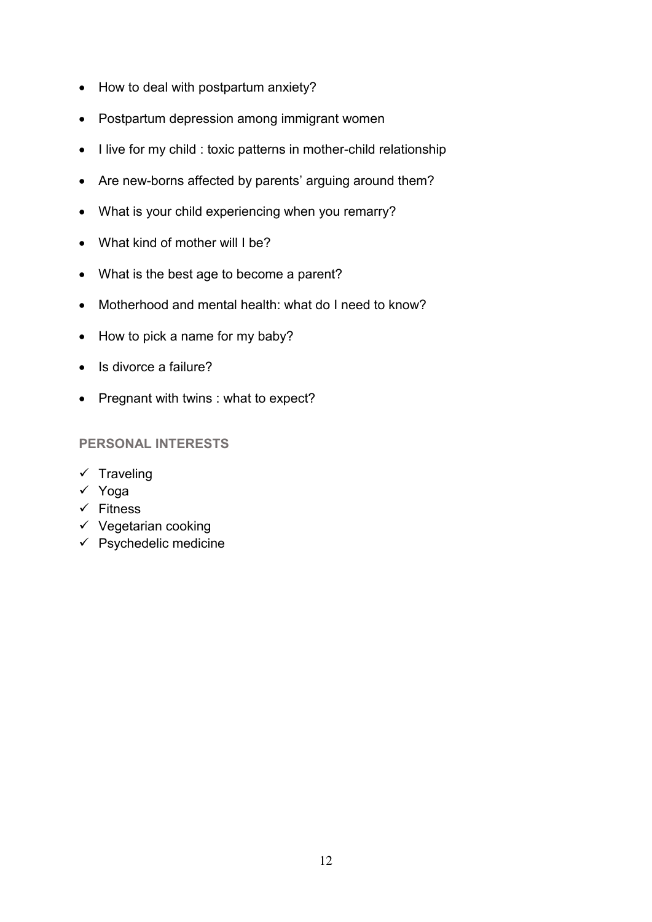- How to deal with postpartum anxiety?
- Postpartum depression among immigrant women
- I live for my child : toxic patterns in mother-child relationship
- Are new-borns affected by parents' arguing around them?
- What is your child experiencing when you remarry?
- What kind of mother will I be?
- What is the best age to become a parent?
- Motherhood and mental health: what do I need to know?
- How to pick a name for my baby?
- Is divorce a failure?
- Pregnant with twins : what to expect?

### PERSONAL INTERESTS

- ✓ Traveling
- ✓ Yoga
- ✓ Fitness
- ✓ Vegetarian cooking
- ✓ Psychedelic medicine